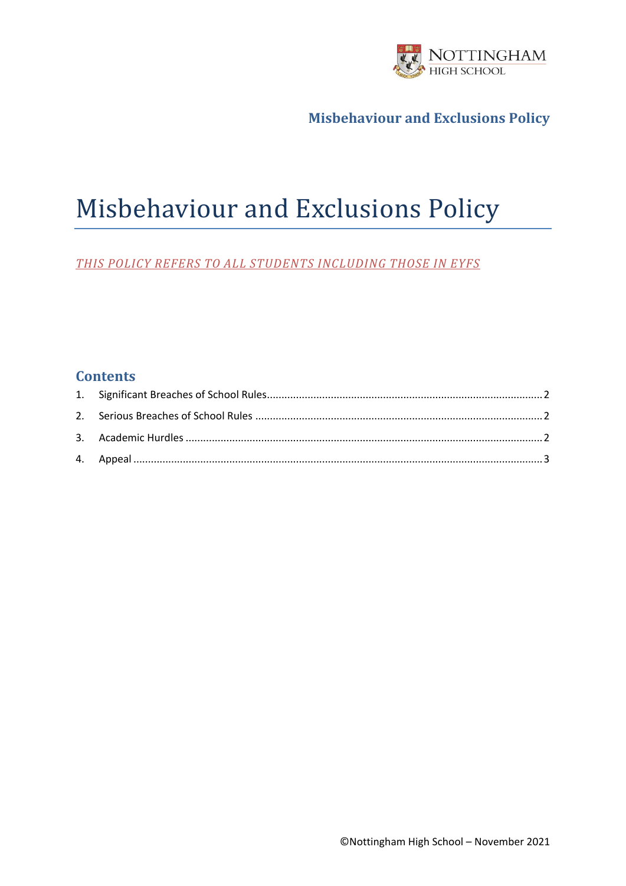# Misbehaviour and Exclusions Policy

*THIS POLICY REFERS TO ALL STUDENTS INCLUDING THOSE IN EYFS*

## Contents

1. Significant Breaches of School Rules ........ 2
2. Serious Breaches of School Rules ........ 2
3. Academic Hurdles ........ 2
4. Appeal ........ 3

©Nottingham High School – November 2021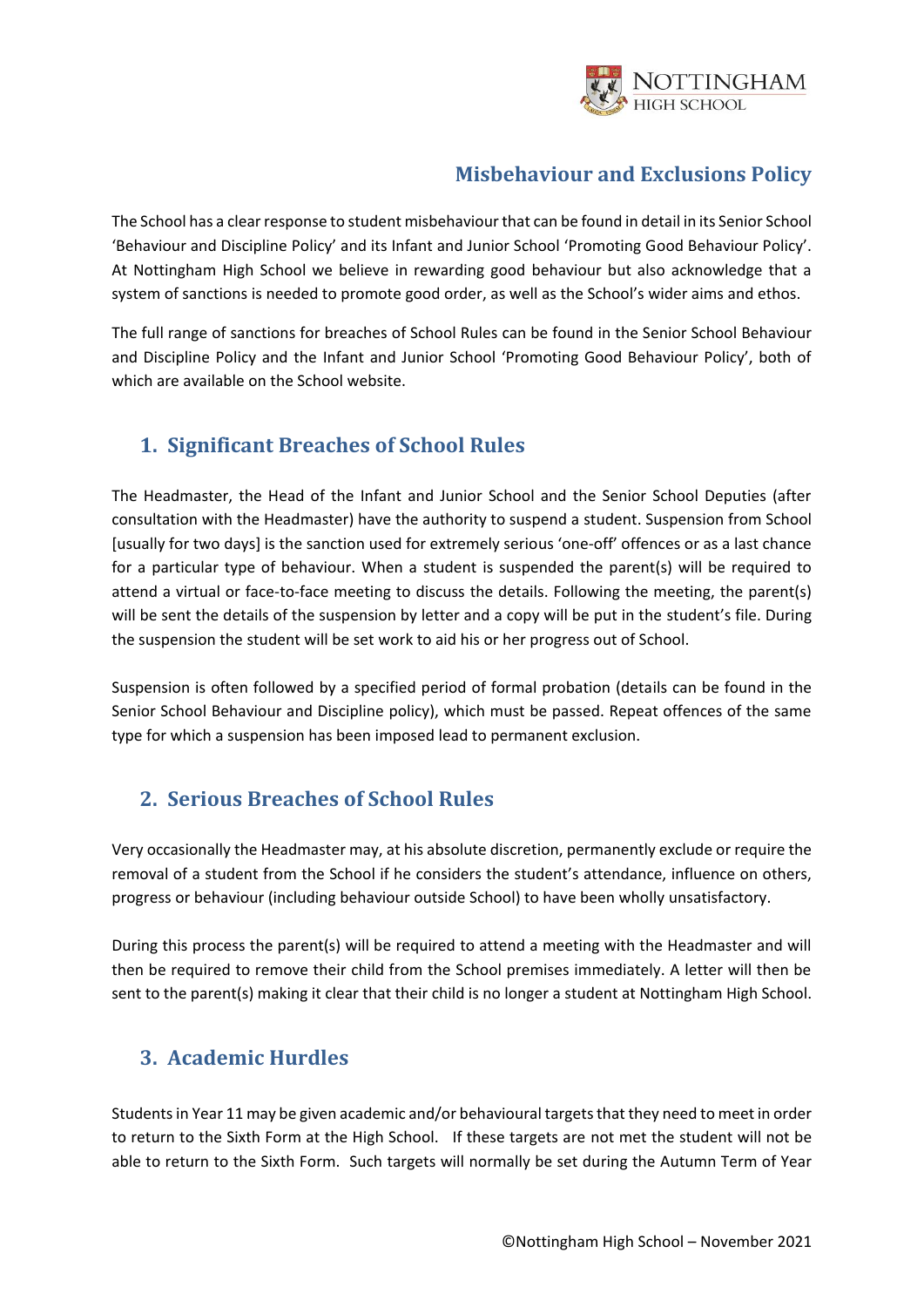# Misbehaviour and Exclusions Policy

The School has a clear response to student misbehaviour that can be found in detail in its Senior School 'Behaviour and Discipline Policy' and its Infant and Junior School 'Promoting Good Behaviour Policy'. At Nottingham High School we believe in rewarding good behaviour but also acknowledge that a system of sanctions is needed to promote good order, as well as the School's wider aims and ethos.

The full range of sanctions for breaches of School Rules can be found in the Senior School Behaviour and Discipline Policy and the Infant and Junior School 'Promoting Good Behaviour Policy', both of which are available on the School website.

## 1. Significant Breaches of School Rules

The Headmaster, the Head of the Infant and Junior School and the Senior School Deputies (after consultation with the Headmaster) have the authority to suspend a student. Suspension from School [usually for two days] is the sanction used for extremely serious 'one-off' offences or as a last chance for a particular type of behaviour. When a student is suspended the parent(s) will be required to attend a virtual or face-to-face meeting to discuss the details. Following the meeting, the parent(s) will be sent the details of the suspension by letter and a copy will be put in the student's file. During the suspension the student will be set work to aid his or her progress out of School.

Suspension is often followed by a specified period of formal probation (details can be found in the Senior School Behaviour and Discipline policy), which must be passed. Repeat offences of the same type for which a suspension has been imposed lead to permanent exclusion.

## 2. Serious Breaches of School Rules

Very occasionally the Headmaster may, at his absolute discretion, permanently exclude or require the removal of a student from the School if he considers the student's attendance, influence on others, progress or behaviour (including behaviour outside School) to have been wholly unsatisfactory.

During this process the parent(s) will be required to attend a meeting with the Headmaster and will then be required to remove their child from the School premises immediately. A letter will then be sent to the parent(s) making it clear that their child is no longer a student at Nottingham High School.

## 3. Academic Hurdles

Students in Year 11 may be given academic and/or behavioural targets that they need to meet in order to return to the Sixth Form at the High School. If these targets are not met the student will not be able to return to the Sixth Form. Such targets will normally be set during the Autumn Term of Year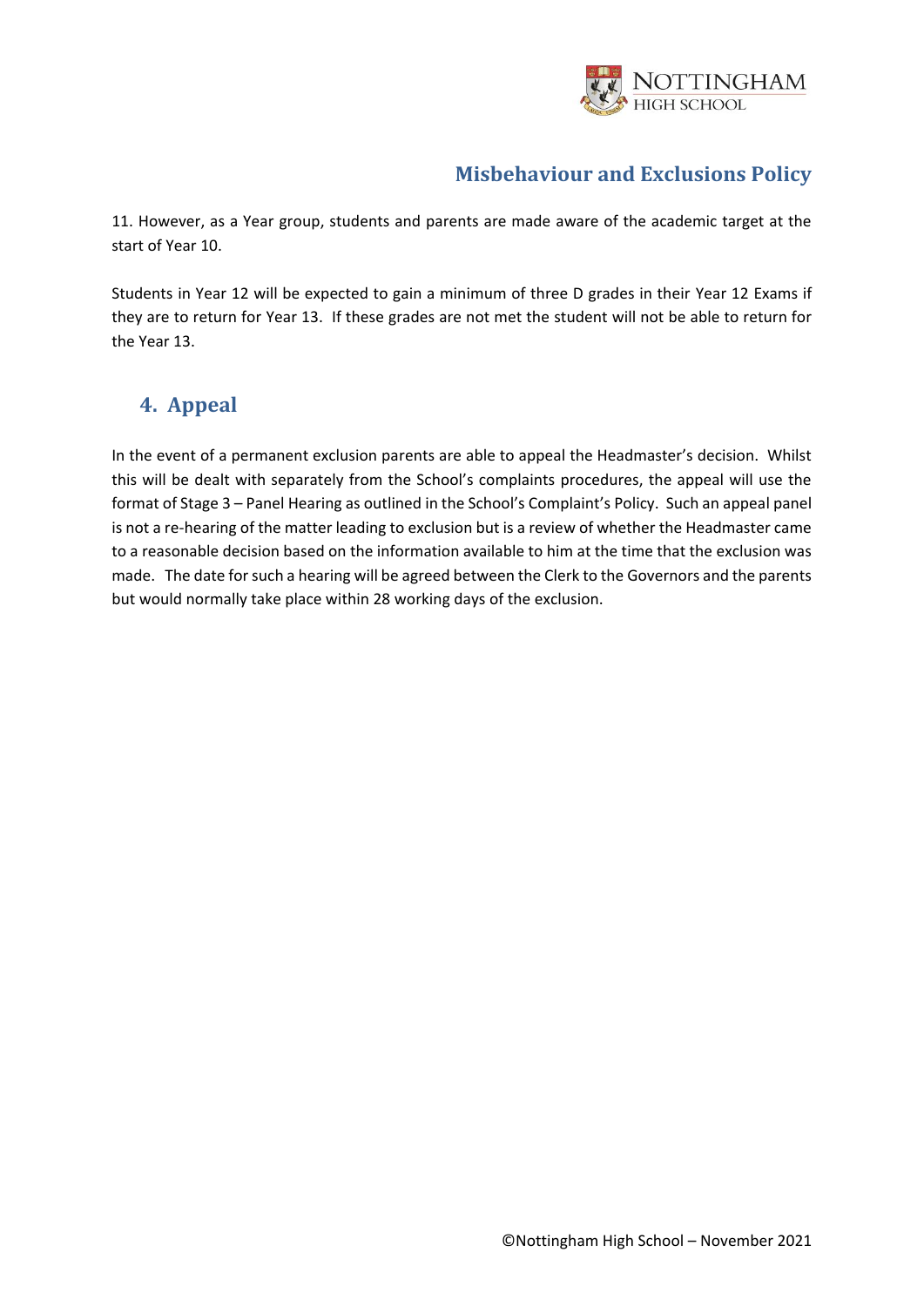11. However, as a Year group, students and parents are made aware of the academic target at the start of Year 10.

Students in Year 12 will be expected to gain a minimum of three D grades in their Year 12 Exams if they are to return for Year 13. If these grades are not met the student will not be able to return for the Year 13.

## 4. Appeal

In the event of a permanent exclusion parents are able to appeal the Headmaster's decision. Whilst this will be dealt with separately from the School's complaints procedures, the appeal will use the format of Stage 3 – Panel Hearing as outlined in the School's Complaint's Policy. Such an appeal panel is not a re-hearing of the matter leading to exclusion but is a review of whether the Headmaster came to a reasonable decision based on the information available to him at the time that the exclusion was made. The date for such a hearing will be agreed between the Clerk to the Governors and the parents but would normally take place within 28 working days of the exclusion.